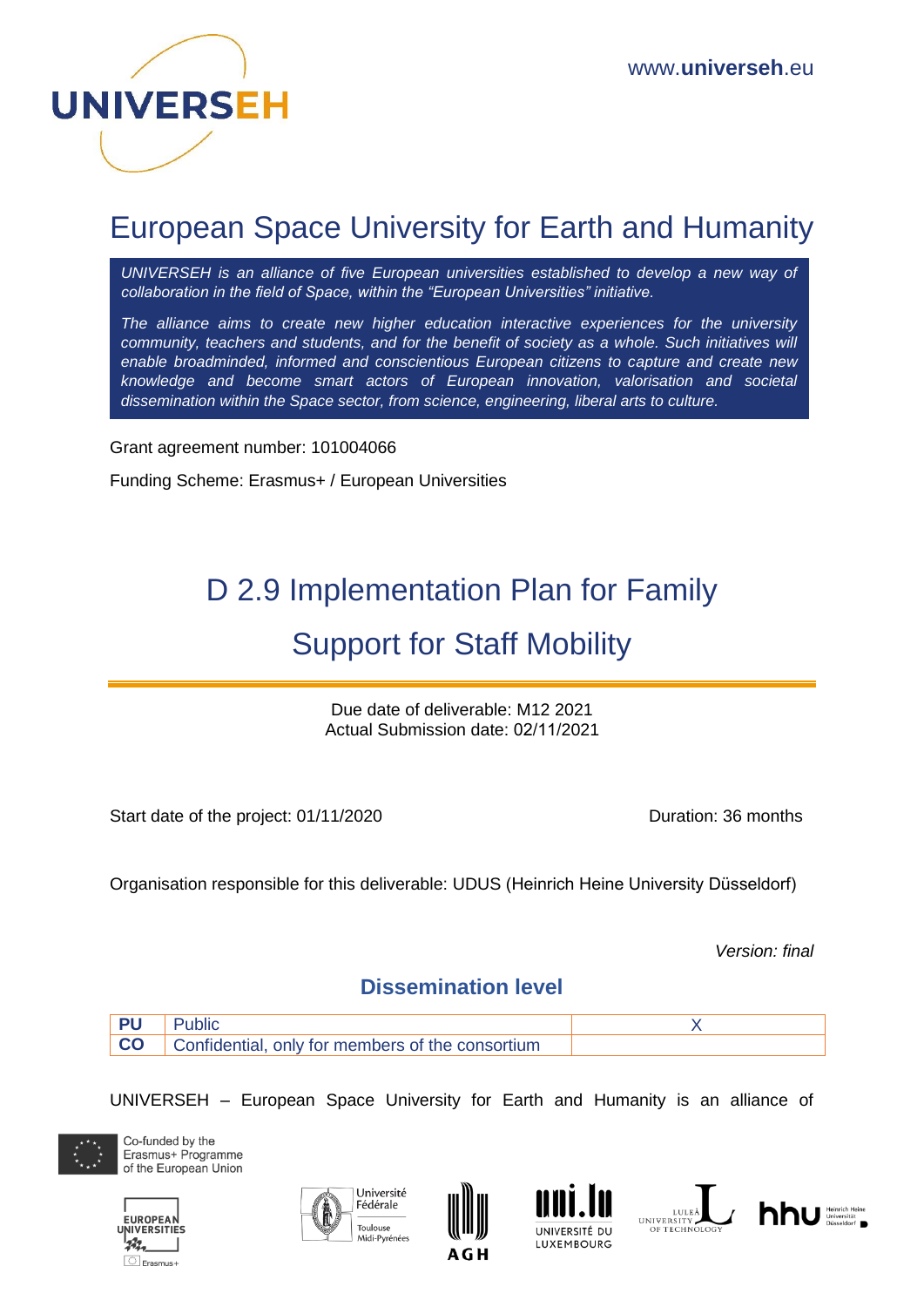UNIVERSEH

www.universeh.eu

# European Space University for Earth and Humanity

*UNIVERSEH is an alliance of five European universities established to develop a new way of collaboration in the field of Space, within the "European Universities" initiative.*

*The alliance aims to create new higher education interactive experiences for the university community, teachers and students, and for the benefit of society as a whole. Such initiatives will enable broadminded, informed and conscientious European citizens to capture and create new knowledge and become smart actors of European innovation, valorisation and societal dissemination within the Space sector, from science, engineering, liberal arts to culture.*

Grant agreement number: 101004066

Funding Scheme: Erasmus+ / European Universities

# D 2.9 Implementation Plan for Family Support for Staff Mobility

Due date of deliverable: M12 2021
Actual Submission date: 02/11/2021

Start date of the project: 01/11/2020

Duration: 36 months

Organisation responsible for this deliverable: UDUS (Heinrich Heine University Düsseldorf)

*Version: final*

## Dissemination level

| | | |
|---|---|---|
| **PU** | Public | X |
| **CO** | Confidential, only for members of the consortium | |

UNIVERSEH – European Space University for Earth and Humanity is an alliance of

Co-funded by the Erasmus+ Programme of the European Union

EUROPEAN UNIVERSITIES Erasmus+

Université Fédérale Toulouse Midi-Pyrénées

AGH

UNIVERSITÉ DU LUXEMBOURG

LULEÅ UNIVERSITY OF TECHNOLOGY

hhu Heinrich Heine Universität Düsseldorf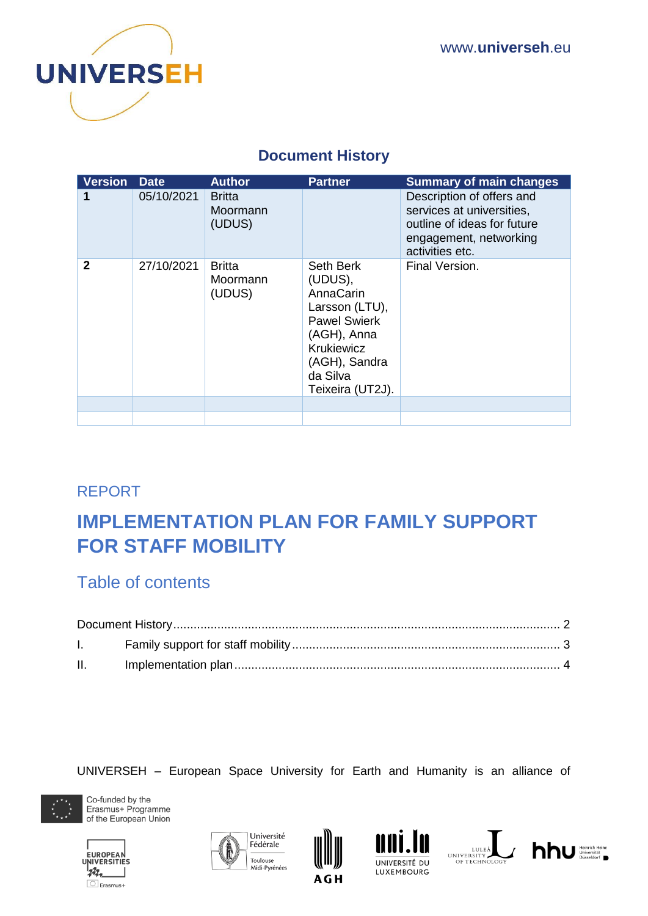## Document History

| Version | Date | Author | Partner | Summary of main changes |
|---|---|---|---|---|
| **1** | 05/10/2021 | Britta Moormann (UDUS) | | Description of offers and services at universities, outline of ideas for future engagement, networking activities etc. |
| **2** | 27/10/2021 | Britta Moormann (UDUS) | Seth Berk (UDUS), AnnaCarin Larsson (LTU), Pawel Swierk (AGH), Anna Krukiewicz (AGH), Sandra da Silva Teixeira (UT2J). | Final Version. |
| | | | | |
| | | | | |

REPORT

# IMPLEMENTATION PLAN FOR FAMILY SUPPORT FOR STAFF MOBILITY

## Table of contents

Document History ........ 2

I. Family support for staff mobility ........ 3

II. Implementation plan ........ 4

UNIVERSEH – European Space University for Earth and Humanity is an alliance of

Co-funded by the Erasmus+ Programme of the European Union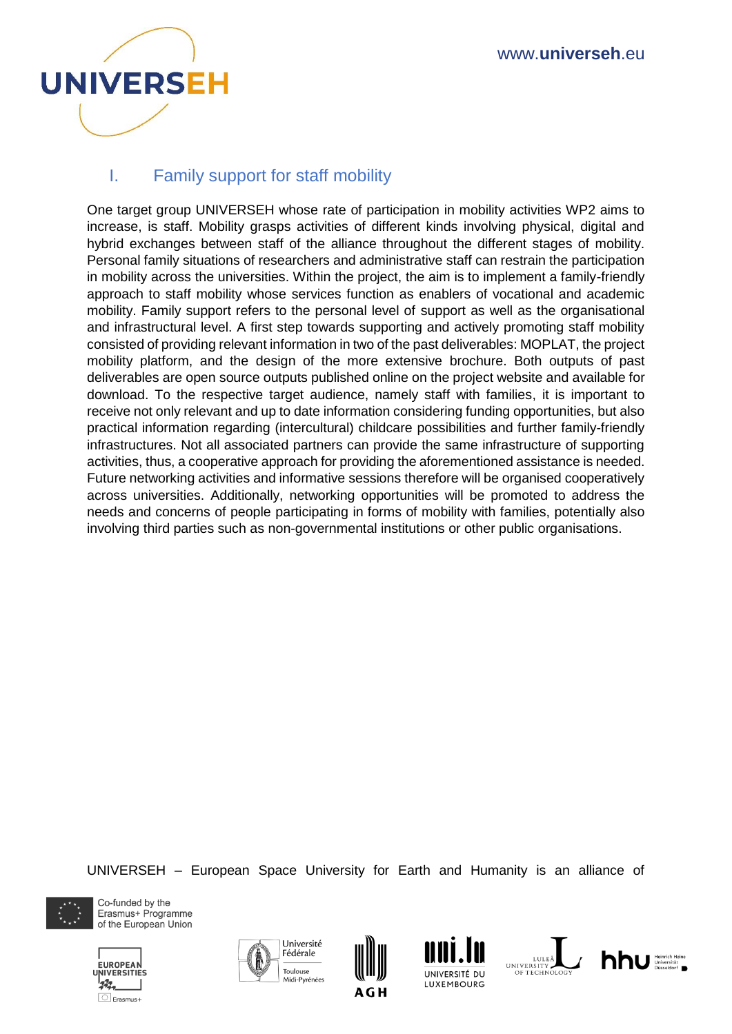## I. Family support for staff mobility

One target group UNIVERSEH whose rate of participation in mobility activities WP2 aims to increase, is staff. Mobility grasps activities of different kinds involving physical, digital and hybrid exchanges between staff of the alliance throughout the different stages of mobility. Personal family situations of researchers and administrative staff can restrain the participation in mobility across the universities. Within the project, the aim is to implement a family-friendly approach to staff mobility whose services function as enablers of vocational and academic mobility. Family support refers to the personal level of support as well as the organisational and infrastructural level. A first step towards supporting and actively promoting staff mobility consisted of providing relevant information in two of the past deliverables: MOPLAT, the project mobility platform, and the design of the more extensive brochure. Both outputs of past deliverables are open source outputs published online on the project website and available for download. To the respective target audience, namely staff with families, it is important to receive not only relevant and up to date information considering funding opportunities, but also practical information regarding (intercultural) childcare possibilities and further family-friendly infrastructures. Not all associated partners can provide the same infrastructure of supporting activities, thus, a cooperative approach for providing the aforementioned assistance is needed. Future networking activities and informative sessions therefore will be organised cooperatively across universities. Additionally, networking opportunities will be promoted to address the needs and concerns of people participating in forms of mobility with families, potentially also involving third parties such as non-governmental institutions or other public organisations.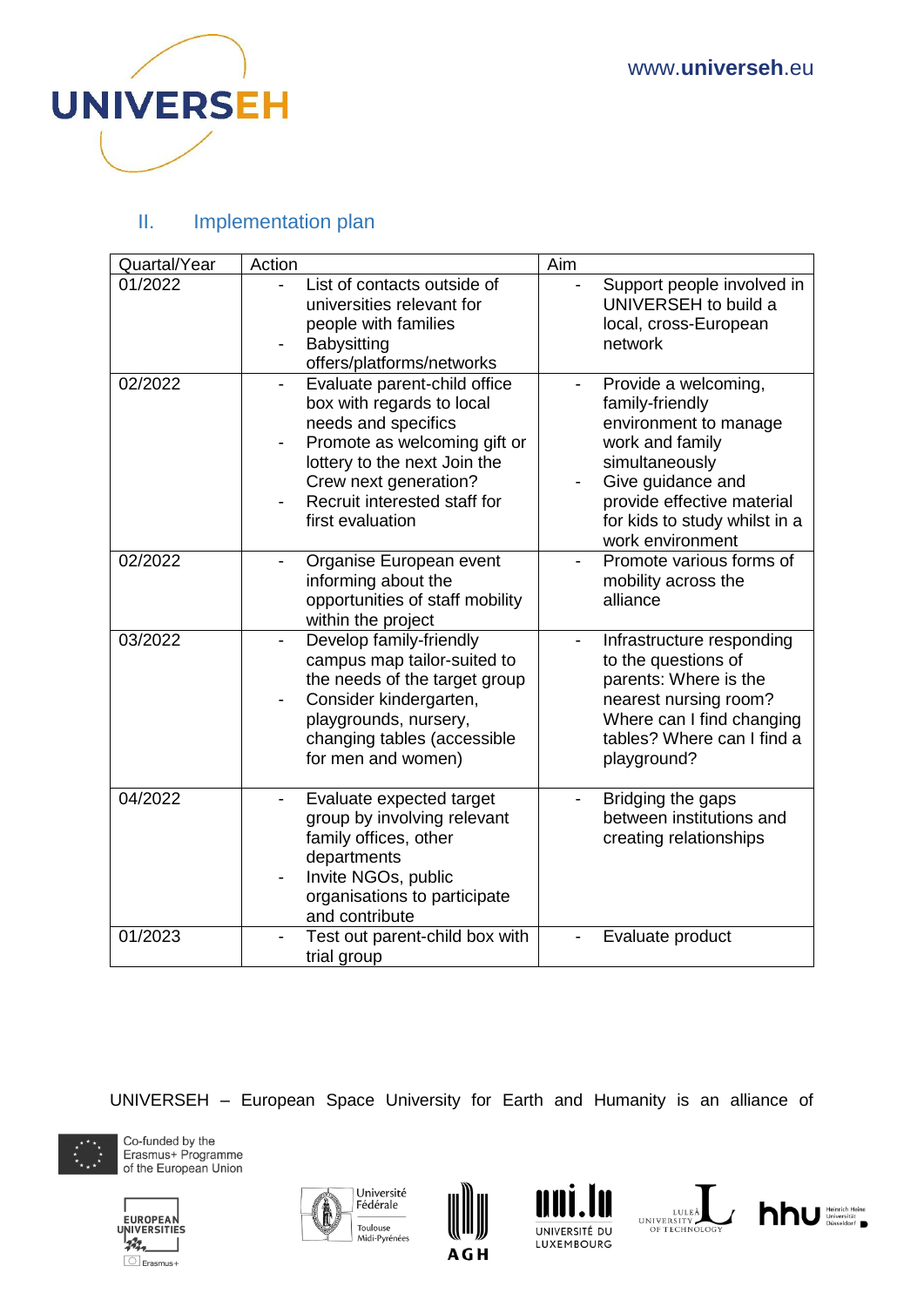## II. Implementation plan

| Quartal/Year | Action | Aim |
|---|---|---|
| 01/2022 | - List of contacts outside of universities relevant for people with families<br>- Babysitting offers/platforms/networks | - Support people involved in UNIVERSEH to build a local, cross-European network |
| 02/2022 | - Evaluate parent-child office box with regards to local needs and specifics<br>- Promote as welcoming gift or lottery to the next Join the Crew next generation?<br>- Recruit interested staff for first evaluation | - Provide a welcoming, family-friendly environment to manage work and family simultaneously<br>- Give guidance and provide effective material for kids to study whilst in a work environment |
| 02/2022 | - Organise European event informing about the opportunities of staff mobility within the project | - Promote various forms of mobility across the alliance |
| 03/2022 | - Develop family-friendly campus map tailor-suited to the needs of the target group<br>- Consider kindergarten, playgrounds, nursery, changing tables (accessible for men and women) | - Infrastructure responding to the questions of parents: Where is the nearest nursing room? Where can I find changing tables? Where can I find a playground? |
| 04/2022 | - Evaluate expected target group by involving relevant family offices, other departments<br>- Invite NGOs, public organisations to participate and contribute | - Bridging the gaps between institutions and creating relationships |
| 01/2023 | - Test out parent-child box with trial group | - Evaluate product |

UNIVERSEH – European Space University for Earth and Humanity is an alliance of